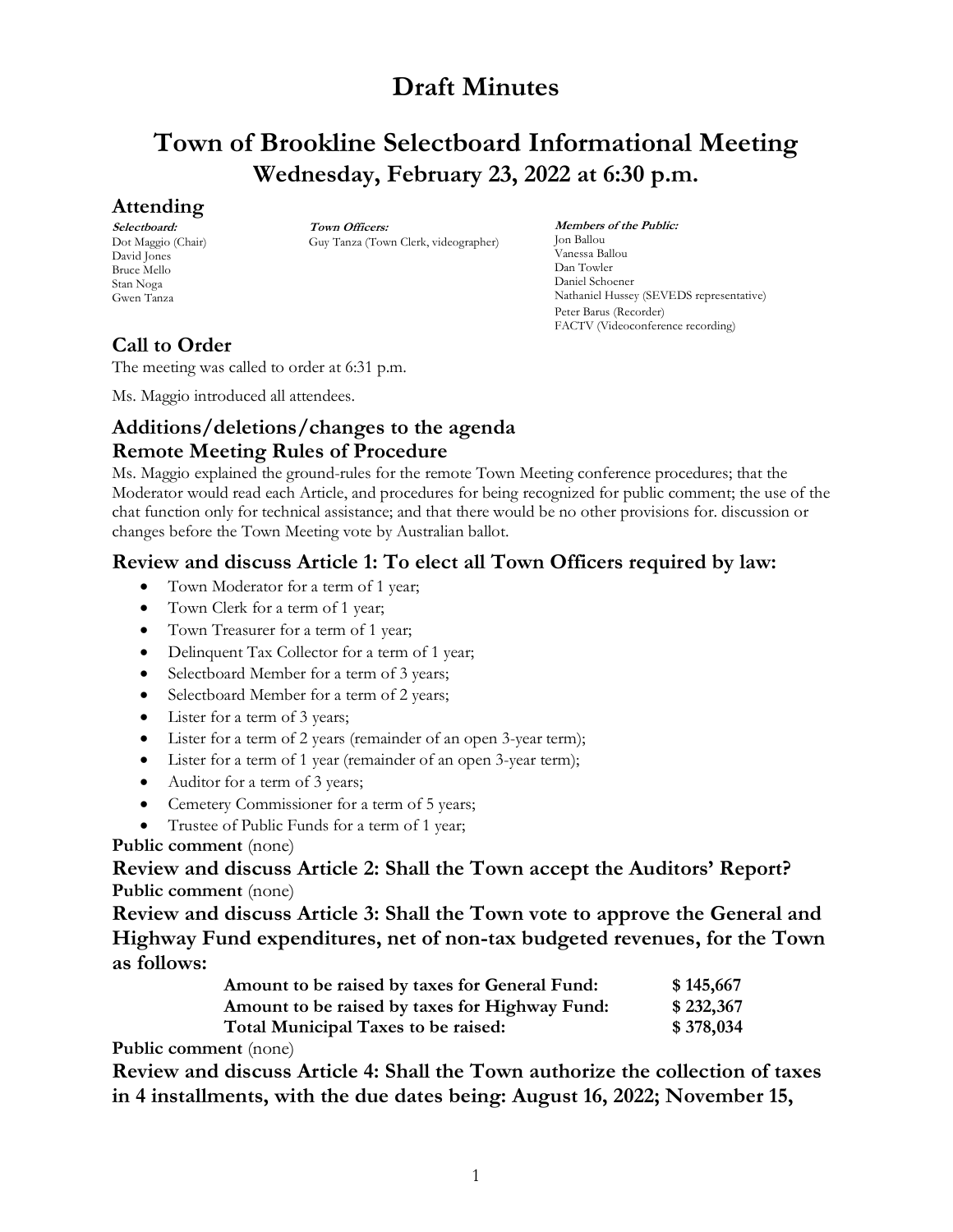# Draft Minutes

# Town of Brookline Selectboard Informational Meeting

## Wednesday, February 23, 2022 at 6:30 p.m.

## Attending

***Selectboard:***
Dot Maggio (Chair)
David Jones
Bruce Mello
Stan Noga
Gwen Tanza

***Town Officers:***
Guy Tanza (Town Clerk, videographer)

***Members of the Public:***
Jon Ballou
Vanessa Ballou
Dan Towler
Daniel Schoener
Nathaniel Hussey (SEVEDS representative)
Peter Barus (Recorder)
FACTV (Videoconference recording)

## Call to Order

The meeting was called to order at 6:31 p.m.

Ms. Maggio introduced all attendees.

### Additions/deletions/changes to the agenda

### Remote Meeting Rules of Procedure

Ms. Maggio explained the ground-rules for the remote Town Meeting conference procedures; that the Moderator would read each Article, and procedures for being recognized for public comment; the use of the chat function only for technical assistance; and that there would be no other provisions for. discussion or changes before the Town Meeting vote by Australian ballot.

### Review and discuss Article 1: To elect all Town Officers required by law:

- Town Moderator for a term of 1 year;
- Town Clerk for a term of 1 year;
- Town Treasurer for a term of 1 year;
- Delinquent Tax Collector for a term of 1 year;
- Selectboard Member for a term of 3 years;
- Selectboard Member for a term of 2 years;
- Lister for a term of 3 years;
- Lister for a term of 2 years (remainder of an open 3-year term);
- Lister for a term of 1 year (remainder of an open 3-year term);
- Auditor for a term of 3 years;
- Cemetery Commissioner for a term of 5 years;
- Trustee of Public Funds for a term of 1 year;

**Public comment** (none)

### Review and discuss Article 2: Shall the Town accept the Auditors' Report?

**Public comment** (none)

### Review and discuss Article 3: Shall the Town vote to approve the General and Highway Fund expenditures, net of non-tax budgeted revenues, for the Town as follows:

| | |
|---|---|
| **Amount to be raised by taxes for General Fund:** | **$ 145,667** |
| **Amount to be raised by taxes for Highway Fund:** | **$ 232,367** |
| **Total Municipal Taxes to be raised:** | **$ 378,034** |

**Public comment** (none)

### Review and discuss Article 4: Shall the Town authorize the collection of taxes in 4 installments, with the due dates being: August 16, 2022; November 15,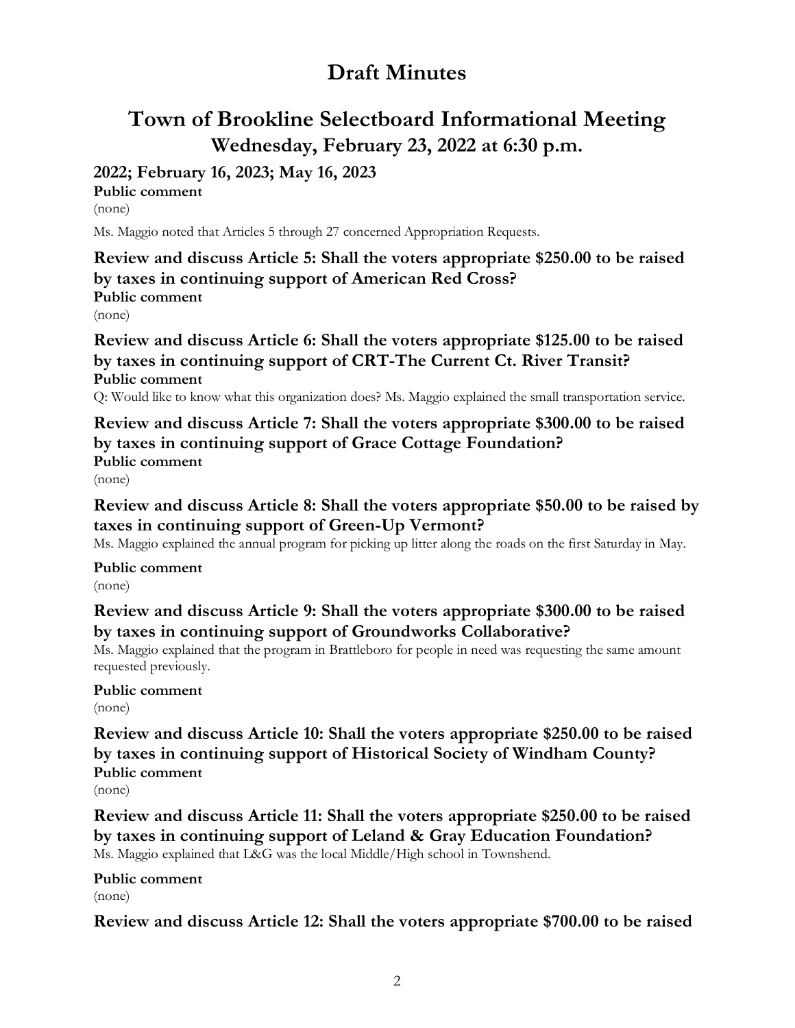# Draft Minutes

## Town of Brookline Selectboard Informational Meeting

### Wednesday, February 23, 2022 at 6:30 p.m.

### 2022; February 16, 2023; May 16, 2023

**Public comment**

(none)

Ms. Maggio noted that Articles 5 through 27 concerned Appropriation Requests.

### Review and discuss Article 5: Shall the voters appropriate $250.00 to be raised by taxes in continuing support of American Red Cross?

**Public comment**

(none)

### Review and discuss Article 6: Shall the voters appropriate $125.00 to be raised by taxes in continuing support of CRT-The Current Ct. River Transit?

**Public comment**

Q: Would like to know what this organization does? Ms. Maggio explained the small transportation service.

### Review and discuss Article 7: Shall the voters appropriate $300.00 to be raised by taxes in continuing support of Grace Cottage Foundation?

**Public comment**

(none)

### Review and discuss Article 8: Shall the voters appropriate $50.00 to be raised by taxes in continuing support of Green-Up Vermont?

Ms. Maggio explained the annual program for picking up litter along the roads on the first Saturday in May.

**Public comment**

(none)

### Review and discuss Article 9: Shall the voters appropriate $300.00 to be raised by taxes in continuing support of Groundworks Collaborative?

Ms. Maggio explained that the program in Brattleboro for people in need was requesting the same amount requested previously.

**Public comment**

(none)

### Review and discuss Article 10: Shall the voters appropriate $250.00 to be raised by taxes in continuing support of Historical Society of Windham County?

**Public comment**

(none)

### Review and discuss Article 11: Shall the voters appropriate $250.00 to be raised by taxes in continuing support of Leland & Gray Education Foundation?

Ms. Maggio explained that L&G was the local Middle/High school in Townshend.

**Public comment**

(none)

### Review and discuss Article 12: Shall the voters appropriate $700.00 to be raised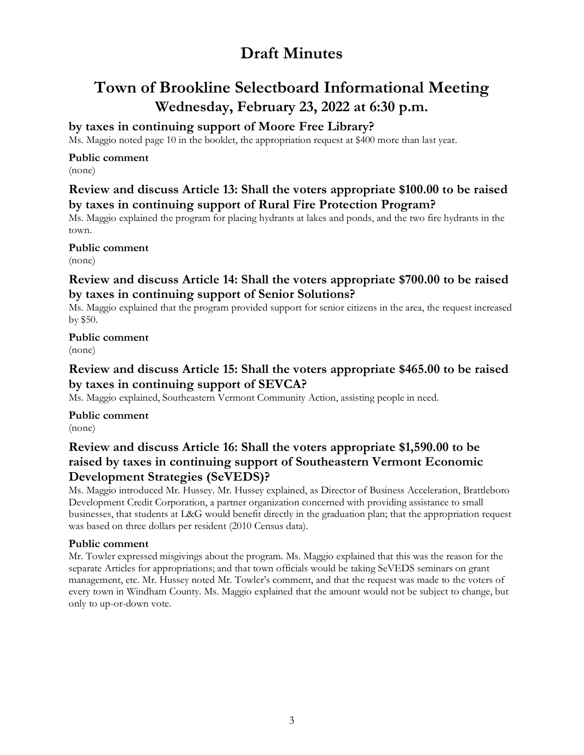**by taxes in continuing support of Moore Free Library?**

Ms. Maggio noted page 10 in the booklet, the appropriation request at $400 more than last year.

**Public comment**

(none)

### Review and discuss Article 13: Shall the voters appropriate $100.00 to be raised by taxes in continuing support of Rural Fire Protection Program?

Ms. Maggio explained the program for placing hydrants at lakes and ponds, and the two fire hydrants in the town.

**Public comment**

(none)

### Review and discuss Article 14: Shall the voters appropriate $700.00 to be raised by taxes in continuing support of Senior Solutions?

Ms. Maggio explained that the program provided support for senior citizens in the area, the request increased by $50.

**Public comment**

(none)

### Review and discuss Article 15: Shall the voters appropriate $465.00 to be raised by taxes in continuing support of SEVCA?

Ms. Maggio explained, Southeastern Vermont Community Action, assisting people in need.

**Public comment**

(none)

### Review and discuss Article 16: Shall the voters appropriate $1,590.00 to be raised by taxes in continuing support of Southeastern Vermont Economic Development Strategies (SeVEDS)?

Ms. Maggio introduced Mr. Hussey. Mr. Hussey explained, as Director of Business Acceleration, Brattleboro Development Credit Corporation, a partner organization concerned with providing assistance to small businesses, that students at L&G would benefit directly in the graduation plan; that the appropriation request was based on three dollars per resident (2010 Census data).

**Public comment**

Mr. Towler expressed misgivings about the program. Ms. Maggio explained that this was the reason for the separate Articles for appropriations; and that town officials would be taking SeVEDS seminars on grant management, etc. Mr. Hussey noted Mr. Towler's comment, and that the request was made to the voters of every town in Windham County. Ms. Maggio explained that the amount would not be subject to change, but only to up-or-down vote.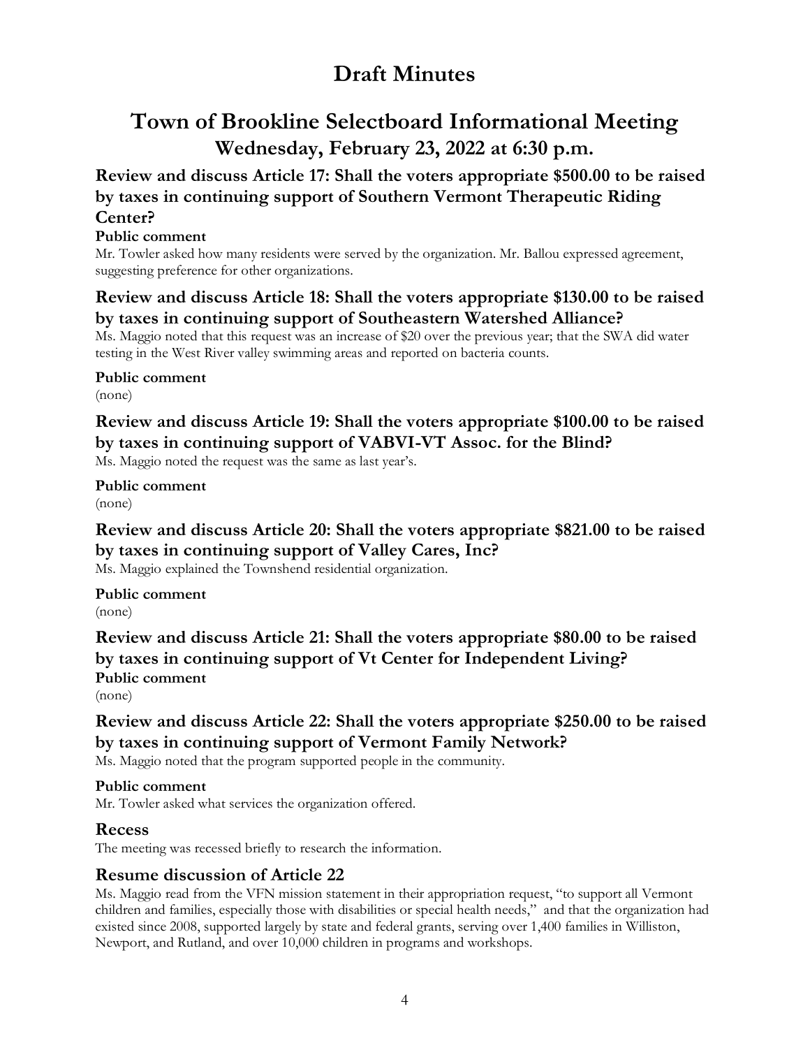# Draft Minutes

# Town of Brookline Selectboard Informational Meeting

## Wednesday, February 23, 2022 at 6:30 p.m.

### Review and discuss Article 17: Shall the voters appropriate $500.00 to be raised by taxes in continuing support of Southern Vermont Therapeutic Riding Center?

**Public comment**

Mr. Towler asked how many residents were served by the organization. Mr. Ballou expressed agreement, suggesting preference for other organizations.

### Review and discuss Article 18: Shall the voters appropriate $130.00 to be raised by taxes in continuing support of Southeastern Watershed Alliance?

Ms. Maggio noted that this request was an increase of $20 over the previous year; that the SWA did water testing in the West River valley swimming areas and reported on bacteria counts.

**Public comment**

(none)

### Review and discuss Article 19: Shall the voters appropriate $100.00 to be raised by taxes in continuing support of VABVI-VT Assoc. for the Blind?

Ms. Maggio noted the request was the same as last year's.

**Public comment**

(none)

### Review and discuss Article 20: Shall the voters appropriate $821.00 to be raised by taxes in continuing support of Valley Cares, Inc?

Ms. Maggio explained the Townshend residential organization.

**Public comment**

(none)

### Review and discuss Article 21: Shall the voters appropriate $80.00 to be raised by taxes in continuing support of Vt Center for Independent Living?

**Public comment**

(none)

### Review and discuss Article 22: Shall the voters appropriate $250.00 to be raised by taxes in continuing support of Vermont Family Network?

Ms. Maggio noted that the program supported people in the community.

**Public comment**

Mr. Towler asked what services the organization offered.

### Recess

The meeting was recessed briefly to research the information.

### Resume discussion of Article 22

Ms. Maggio read from the VFN mission statement in their appropriation request, "to support all Vermont children and families, especially those with disabilities or special health needs," and that the organization had existed since 2008, supported largely by state and federal grants, serving over 1,400 families in Williston, Newport, and Rutland, and over 10,000 children in programs and workshops.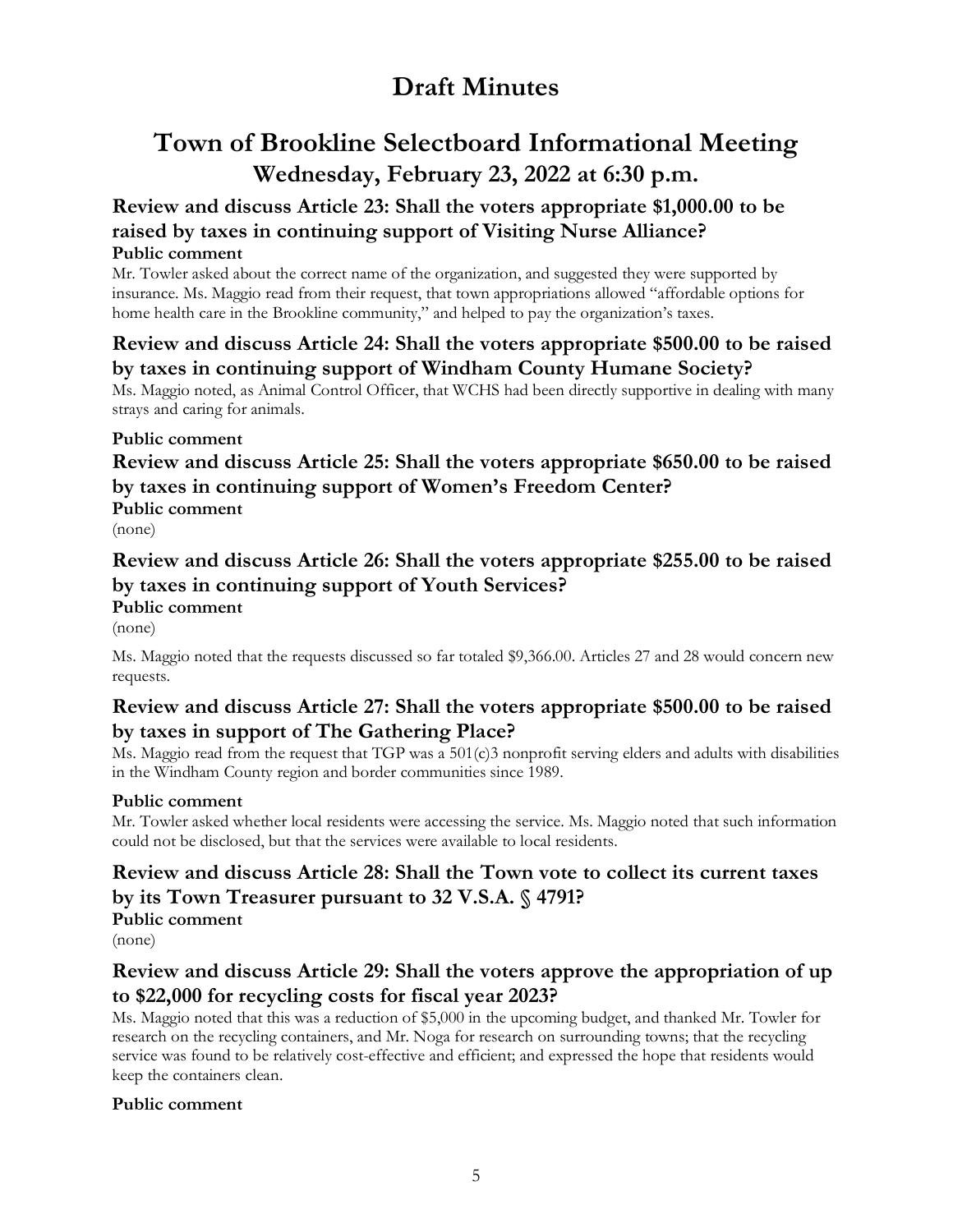# Draft Minutes

## Town of Brookline Selectboard Informational Meeting
### Wednesday, February 23, 2022 at 6:30 p.m.

### Review and discuss Article 23: Shall the voters appropriate $1,000.00 to be raised by taxes in continuing support of Visiting Nurse Alliance?

**Public comment**

Mr. Towler asked about the correct name of the organization, and suggested they were supported by insurance. Ms. Maggio read from their request, that town appropriations allowed "affordable options for home health care in the Brookline community," and helped to pay the organization's taxes.

### Review and discuss Article 24: Shall the voters appropriate $500.00 to be raised by taxes in continuing support of Windham County Humane Society?

Ms. Maggio noted, as Animal Control Officer, that WCHS had been directly supportive in dealing with many strays and caring for animals.

**Public comment**

### Review and discuss Article 25: Shall the voters appropriate $650.00 to be raised by taxes in continuing support of Women's Freedom Center?

**Public comment**

(none)

### Review and discuss Article 26: Shall the voters appropriate $255.00 to be raised by taxes in continuing support of Youth Services?

**Public comment**

(none)

Ms. Maggio noted that the requests discussed so far totaled $9,366.00. Articles 27 and 28 would concern new requests.

### Review and discuss Article 27: Shall the voters appropriate $500.00 to be raised by taxes in support of The Gathering Place?

Ms. Maggio read from the request that TGP was a 501(c)3 nonprofit serving elders and adults with disabilities in the Windham County region and border communities since 1989.

**Public comment**

Mr. Towler asked whether local residents were accessing the service. Ms. Maggio noted that such information could not be disclosed, but that the services were available to local residents.

### Review and discuss Article 28: Shall the Town vote to collect its current taxes by its Town Treasurer pursuant to 32 V.S.A. § 4791?

**Public comment**

(none)

### Review and discuss Article 29: Shall the voters approve the appropriation of up to $22,000 for recycling costs for fiscal year 2023?

Ms. Maggio noted that this was a reduction of $5,000 in the upcoming budget, and thanked Mr. Towler for research on the recycling containers, and Mr. Noga for research on surrounding towns; that the recycling service was found to be relatively cost-effective and efficient; and expressed the hope that residents would keep the containers clean.

**Public comment**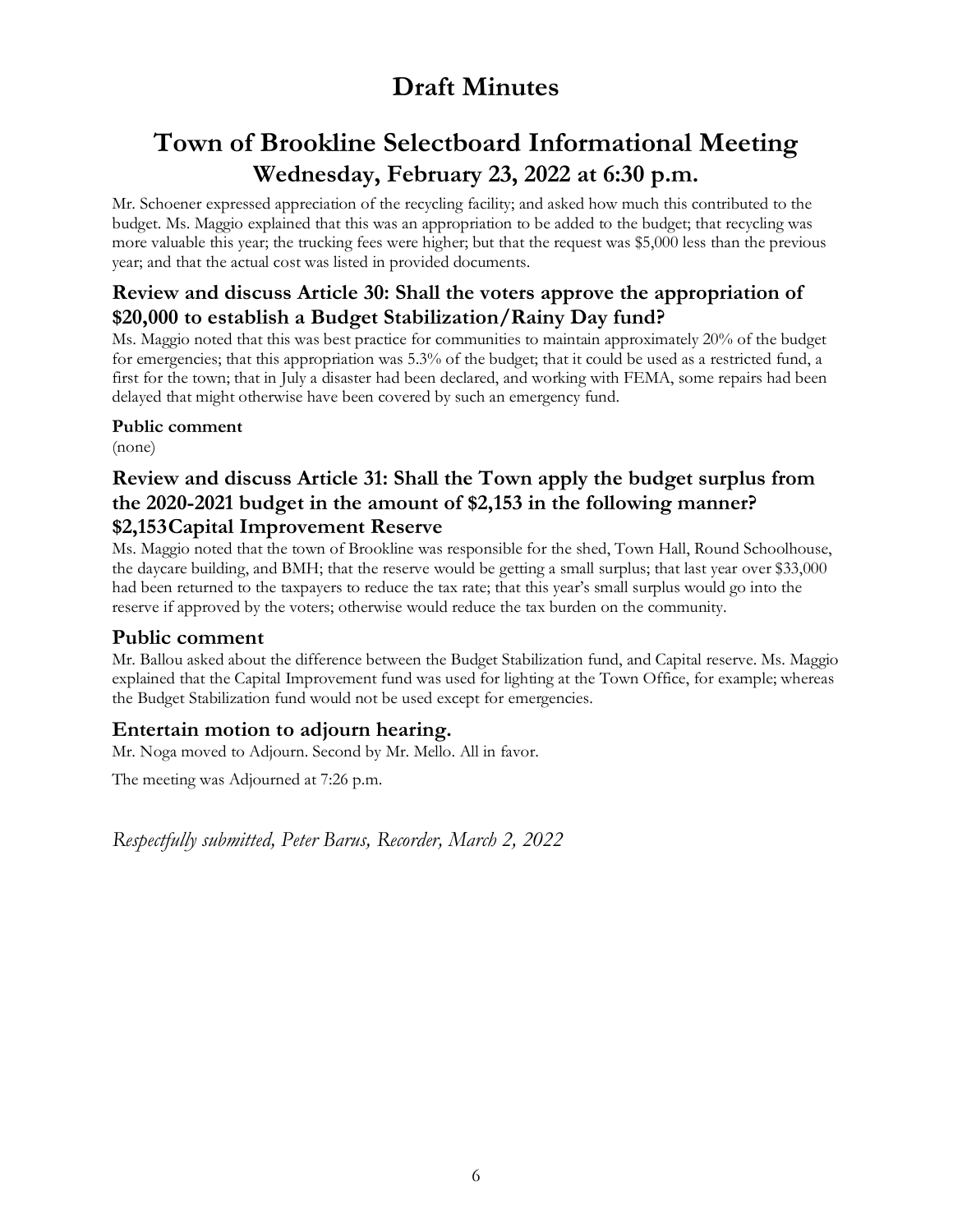# Draft Minutes

# Town of Brookline Selectboard Informational Meeting

## Wednesday, February 23, 2022 at 6:30 p.m.

Mr. Schoener expressed appreciation of the recycling facility; and asked how much this contributed to the budget. Ms. Maggio explained that this was an appropriation to be added to the budget; that recycling was more valuable this year; the trucking fees were higher; but that the request was $5,000 less than the previous year; and that the actual cost was listed in provided documents.

### Review and discuss Article 30: Shall the voters approve the appropriation of $20,000 to establish a Budget Stabilization/Rainy Day fund?

Ms. Maggio noted that this was best practice for communities to maintain approximately 20% of the budget for emergencies; that this appropriation was 5.3% of the budget; that it could be used as a restricted fund, a first for the town; that in July a disaster had been declared, and working with FEMA, some repairs had been delayed that might otherwise have been covered by such an emergency fund.

**Public comment**

(none)

### Review and discuss Article 31: Shall the Town apply the budget surplus from the 2020-2021 budget in the amount of $2,153 in the following manner? $2,153 Capital Improvement Reserve

Ms. Maggio noted that the town of Brookline was responsible for the shed, Town Hall, Round Schoolhouse, the daycare building, and BMH; that the reserve would be getting a small surplus; that last year over $33,000 had been returned to the taxpayers to reduce the tax rate; that this year's small surplus would go into the reserve if approved by the voters; otherwise would reduce the tax burden on the community.

### Public comment

Mr. Ballou asked about the difference between the Budget Stabilization fund, and Capital reserve. Ms. Maggio explained that the Capital Improvement fund was used for lighting at the Town Office, for example; whereas the Budget Stabilization fund would not be used except for emergencies.

### Entertain motion to adjourn hearing.

Mr. Noga moved to Adjourn. Second by Mr. Mello. All in favor.

The meeting was Adjourned at 7:26 p.m.

*Respectfully submitted, Peter Barus, Recorder, March 2, 2022*